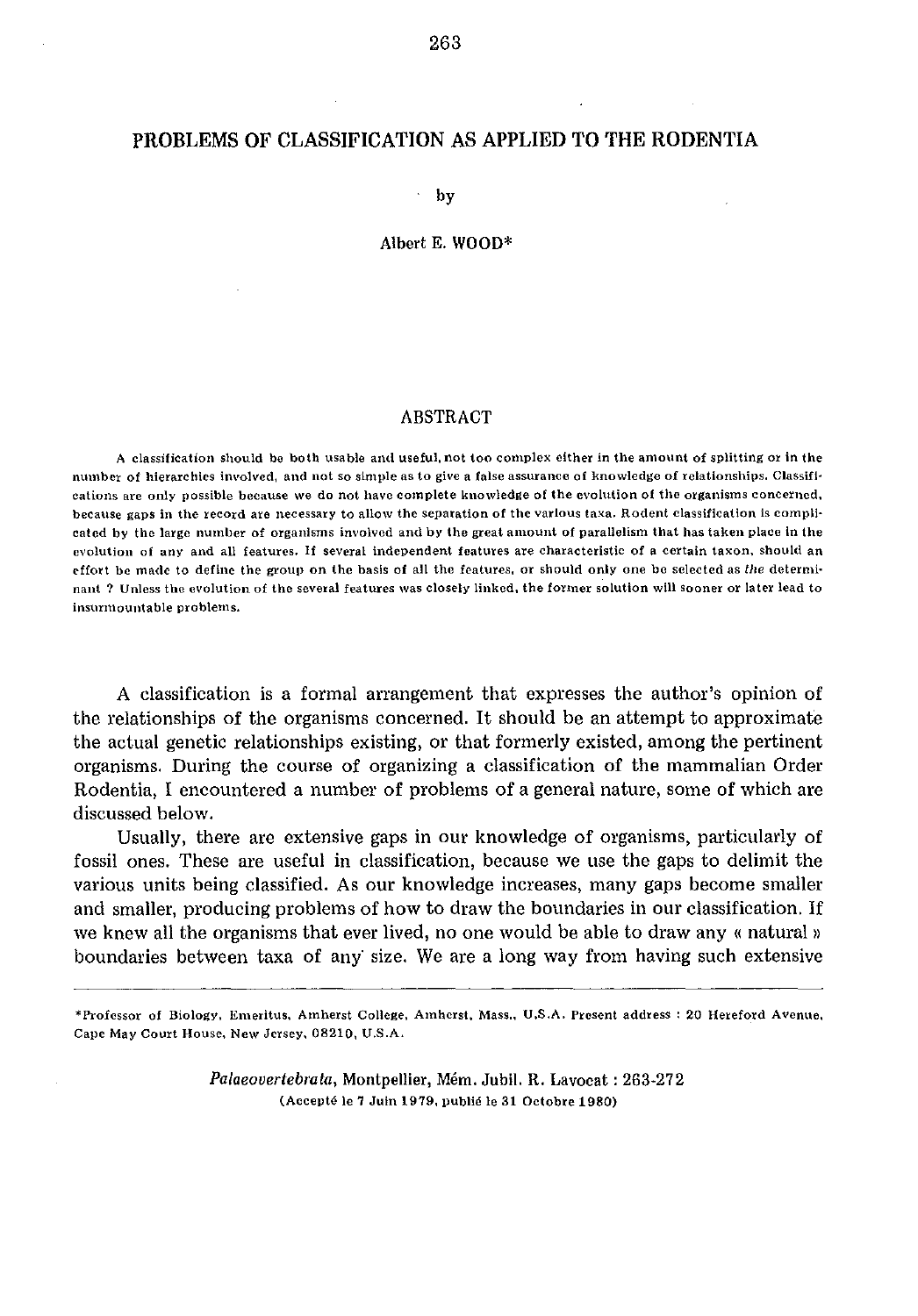# PROBLEMS OF CLASSIFICATION AS APPLIED TO THE RODENTIA

by

Albert E. WOOD*

## ABSTRACT

A classification should be both usable and useful, not too complex either in the amount of splitting or in the number of hierarchies involved, and not so simple as to give a false assurance of knowledge of relationships. Classifications are only possible because we do not have complete knowledge of the evolution of the organisms concerned, because gaps in the record are necessary to allow the separation of the various taxa. Rodent classification is complicated by the large number of organisms involved and by the great amount of parallelism that has taken place in the evolution of any and all features. If several independent features are characteristic of a certain taxon, should an effort be made to define the group on the basis of all the features, or should only one be selected as *the* determinant ? Unless the evolution of the several features was closely linked, the former solution will sooner or later lead to insurmountable problems.

A classification is a formal arrangement that expresses the author's opinion of the relationships of the organisms concerned. It should be an attempt to approximate the actual genetic relationships existing, or that formerly existed, among the pertinent organisms. During the course of organizing a classification of the mammalian Order Rodentia, I encountered a number of problems of a general nature, some of which are discussed below.

Usually, there are extensive gaps in our knowledge of organisms, particularly of fossil ones. These are useful in classification, because we use the gaps to delimit the various units being classified. As our knowledge increases, many gaps become smaller and smaller, producing problems of how to draw the boundaries in our classification. If we knew all the organisms that ever lived, no one would be able to draw any « natural » boundaries between taxa of any size. We are a long way from having such extensive

*Professor of Biology, Emeritus, Amherst College, Amherst, Mass., U.S.A. Present address : 20 Hereford Avenue, Cape May Court House, New Jersey, 08210, U.S.A.

*Palaeovertebrata*, Montpellier, Mém. Jubil. R. Lavocat : 263-272
(Accepté le 7 Juin 1979, publié le 31 Octobre 1980)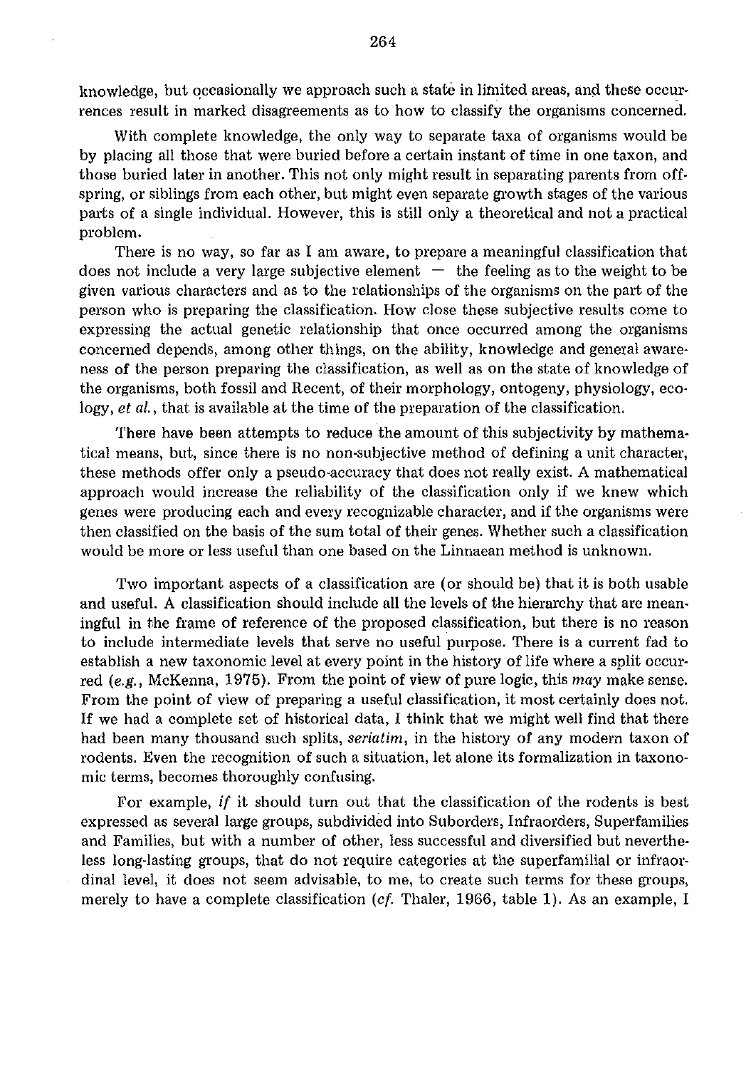knowledge, but occasionally we approach such a state in limited areas, and these occurrences result in marked disagreements as to how to classify the organisms concerned.

With complete knowledge, the only way to separate taxa of organisms would be by placing all those that were buried before a certain instant of time in one taxon, and those buried later in another. This not only might result in separating parents from offspring, or siblings from each other, but might even separate growth stages of the various parts of a single individual. However, this is still only a theoretical and not a practical problem.

There is no way, so far as I am aware, to prepare a meaningful classification that does not include a very large subjective element — the feeling as to the weight to be given various characters and as to the relationships of the organisms on the part of the person who is preparing the classification. How close these subjective results come to expressing the actual genetic relationship that once occurred among the organisms concerned depends, among other things, on the ability, knowledge and general awareness of the person preparing the classification, as well as on the state of knowledge of the organisms, both fossil and Recent, of their morphology, ontogeny, physiology, ecology, *et al.*, that is available at the time of the preparation of the classification.

There have been attempts to reduce the amount of this subjectivity by mathematical means, but, since there is no non-subjective method of defining a unit character, these methods offer only a pseudo-accuracy that does not really exist. A mathematical approach would increase the reliability of the classification only if we knew which genes were producing each and every recognizable character, and if the organisms were then classified on the basis of the sum total of their genes. Whether such a classification would be more or less useful than one based on the Linnaean method is unknown.

Two important aspects of a classification are (or should be) that it is both usable and useful. A classification should include all the levels of the hierarchy that are meaningful in the frame of reference of the proposed classification, but there is no reason to include intermediate levels that serve no useful purpose. There is a current fad to establish a new taxonomic level at every point in the history of life where a split occurred (*e.g.*, McKenna, 1975). From the point of view of pure logic, this *may* make sense. From the point of view of preparing a useful classification, it most certainly does not. If we had a complete set of historical data, I think that we might well find that there had been many thousand such splits, *seriatim*, in the history of any modern taxon of rodents. Even the recognition of such a situation, let alone its formalization in taxonomic terms, becomes thoroughly confusing.

For example, *if* it should turn out that the classification of the rodents is best expressed as several large groups, subdivided into Suborders, Infraorders, Superfamilies and Families, but with a number of other, less successful and diversified but nevertheless long-lasting groups, that do not require categories at the superfamilial or infraordinal level, it does not seem advisable, to me, to create such terms for these groups, merely to have a complete classification (*cf.* Thaler, 1966, table 1). As an example, I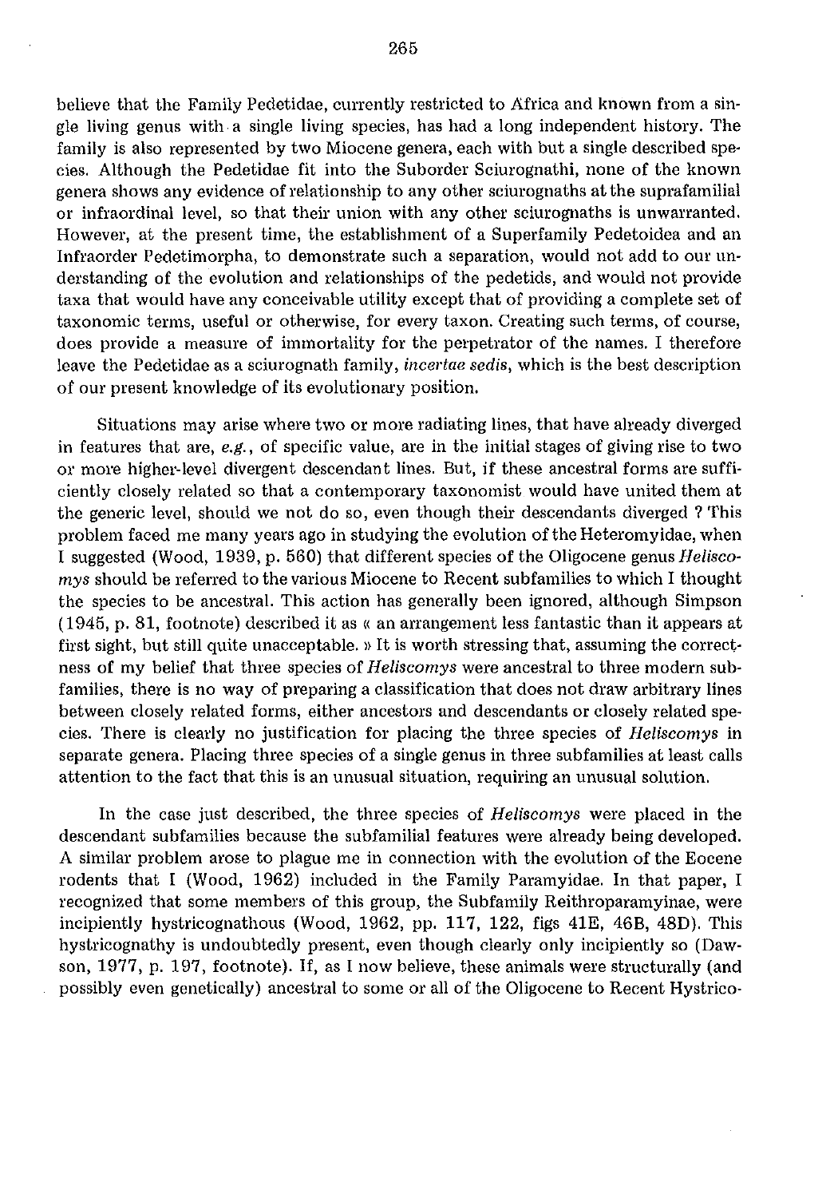believe that the Family Pedetidae, currently restricted to Africa and known from a single living genus with a single living species, has had a long independent history. The family is also represented by two Miocene genera, each with but a single described species. Although the Pedetidae fit into the Suborder Sciurognathi, none of the known genera shows any evidence of relationship to any other sciurognaths at the suprafamilial or infraordinal level, so that their union with any other sciurognaths is unwarranted. However, at the present time, the establishment of a Superfamily Pedetoidea and an Infraorder Pedetimorpha, to demonstrate such a separation, would not add to our understanding of the evolution and relationships of the pedetids, and would not provide taxa that would have any conceivable utility except that of providing a complete set of taxonomic terms, useful or otherwise, for every taxon. Creating such terms, of course, does provide a measure of immortality for the perpetrator of the names. I therefore leave the Pedetidae as a sciurognath family, *incertae sedis*, which is the best description of our present knowledge of its evolutionary position.

Situations may arise where two or more radiating lines, that have already diverged in features that are, *e.g.*, of specific value, are in the initial stages of giving rise to two or more higher-level divergent descendant lines. But, if these ancestral forms are sufficiently closely related so that a contemporary taxonomist would have united them at the generic level, should we not do so, even though their descendants diverged ? This problem faced me many years ago in studying the evolution of the Heteromyidae, when I suggested (Wood, 1939, p. 560) that different species of the Oligocene genus *Heliscomys* should be referred to the various Miocene to Recent subfamilies to which I thought the species to be ancestral. This action has generally been ignored, although Simpson (1945, p. 81, footnote) described it as « an arrangement less fantastic than it appears at first sight, but still quite unacceptable. » It is worth stressing that, assuming the correctness of my belief that three species of *Heliscomys* were ancestral to three modern subfamilies, there is no way of preparing a classification that does not draw arbitrary lines between closely related forms, either ancestors and descendants or closely related species. There is clearly no justification for placing the three species of *Heliscomys* in separate genera. Placing three species of a single genus in three subfamilies at least calls attention to the fact that this is an unusual situation, requiring an unusual solution.

In the case just described, the three species of *Heliscomys* were placed in the descendant subfamilies because the subfamilial features were already being developed. A similar problem arose to plague me in connection with the evolution of the Eocene rodents that I (Wood, 1962) included in the Family Paramyidae. In that paper, I recognized that some members of this group, the Subfamily Reithroparamyinae, were incipiently hystricognathous (Wood, 1962, pp. 117, 122, figs 41E, 46B, 48D). This hystricognathy is undoubtedly present, even though clearly only incipiently so (Dawson, 1977, p. 197, footnote). If, as I now believe, these animals were structurally (and possibly even genetically) ancestral to some or all of the Oligocene to Recent Hystrico-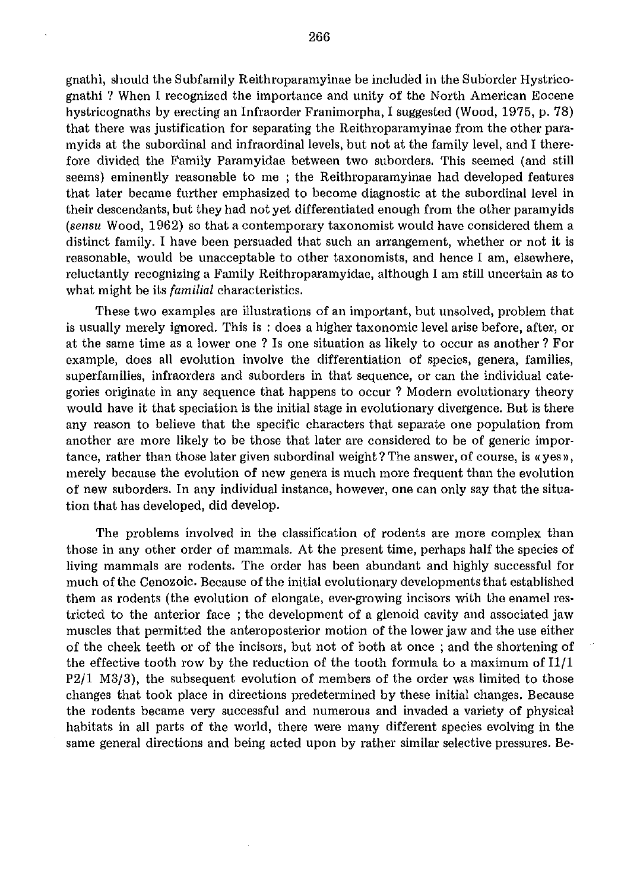gnathi, should the Subfamily Reithroparamyinae be included in the Suborder Hystricognathi ? When I recognized the importance and unity of the North American Eocene hystricognaths by erecting an Infraorder Franimorpha, I suggested (Wood, 1975, p. 78) that there was justification for separating the Reithroparamyinae from the other paramyids at the subordinal and infraordinal levels, but not at the family level, and I therefore divided the Family Paramyidae between two suborders. This seemed (and still seems) eminently reasonable to me ; the Reithroparamyinae had developed features that later became further emphasized to become diagnostic at the subordinal level in their descendants, but they had not yet differentiated enough from the other paramyids (*sensu* Wood, 1962) so that a contemporary taxonomist would have considered them a distinct family. I have been persuaded that such an arrangement, whether or not it is reasonable, would be unacceptable to other taxonomists, and hence I am, elsewhere, reluctantly recognizing a Family Reithroparamyidae, although I am still uncertain as to what might be its *familial* characteristics.

These two examples are illustrations of an important, but unsolved, problem that is usually merely ignored. This is : does a higher taxonomic level arise before, after, or at the same time as a lower one ? Is one situation as likely to occur as another ? For example, does all evolution involve the differentiation of species, genera, families, superfamilies, infraorders and suborders in that sequence, or can the individual categories originate in any sequence that happens to occur ? Modern evolutionary theory would have it that speciation is the initial stage in evolutionary divergence. But is there any reason to believe that the specific characters that separate one population from another are more likely to be those that later are considered to be of generic importance, rather than those later given subordinal weight ? The answer, of course, is « yes », merely because the evolution of new genera is much more frequent than the evolution of new suborders. In any individual instance, however, one can only say that the situation that has developed, did develop.

The problems involved in the classification of rodents are more complex than those in any other order of mammals. At the present time, perhaps half the species of living mammals are rodents. The order has been abundant and highly successful for much of the Cenozoic. Because of the initial evolutionary developments that established them as rodents (the evolution of elongate, ever-growing incisors with the enamel restricted to the anterior face ; the development of a glenoid cavity and associated jaw muscles that permitted the anteroposterior motion of the lower jaw and the use either of the cheek teeth or of the incisors, but not of both at once ; and the shortening of the effective tooth row by the reduction of the tooth formula to a maximum of I1/1 P2/1 M3/3), the subsequent evolution of members of the order was limited to those changes that took place in directions predetermined by these initial changes. Because the rodents became very successful and numerous and invaded a variety of physical habitats in all parts of the world, there were many different species evolving in the same general directions and being acted upon by rather similar selective pressures. Be-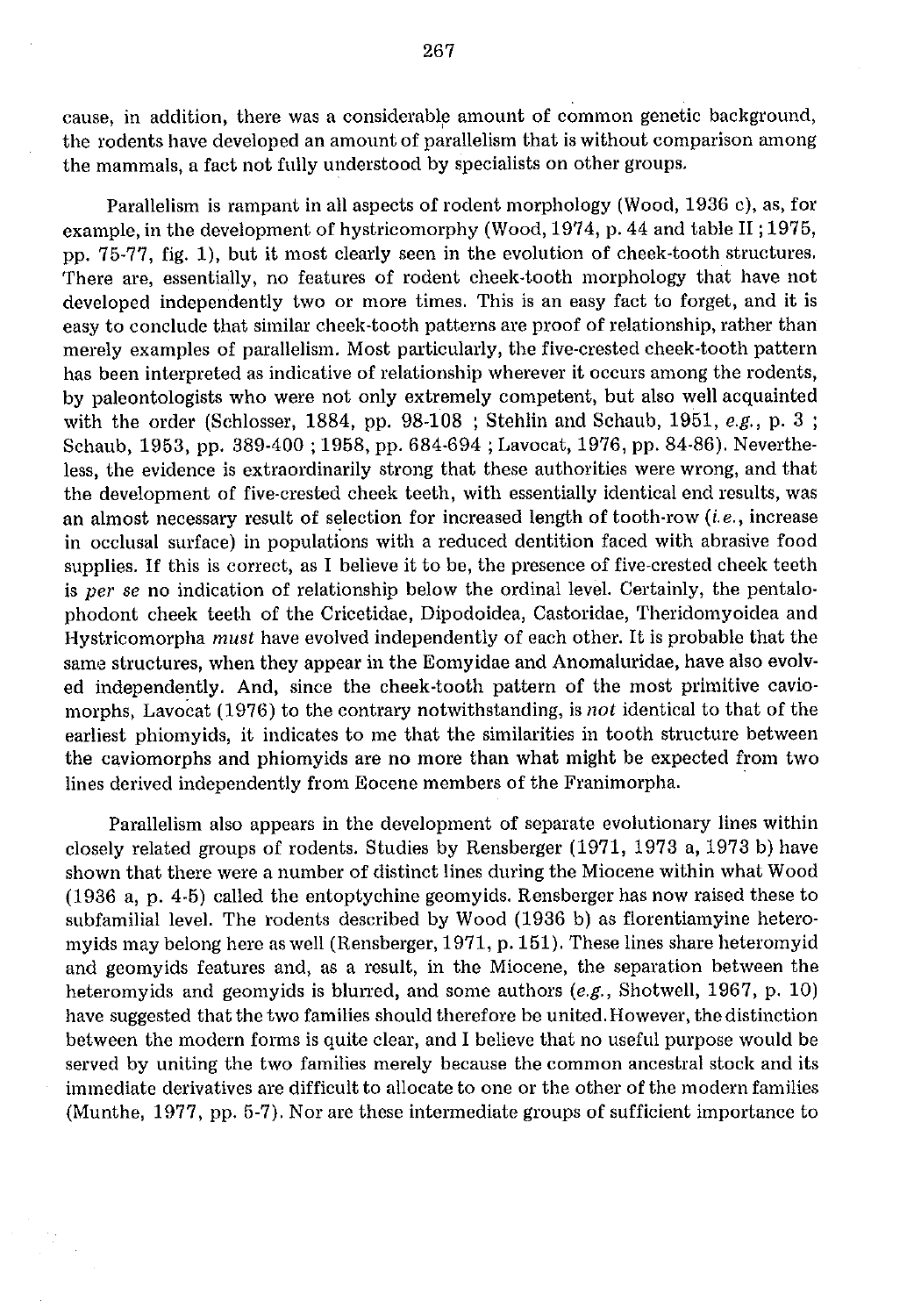cause, in addition, there was a considerable amount of common genetic background, the rodents have developed an amount of parallelism that is without comparison among the mammals, a fact not fully understood by specialists on other groups.

Parallelism is rampant in all aspects of rodent morphology (Wood, 1936 c), as, for example, in the development of hystricomorphy (Wood, 1974, p. 44 and table II ; 1975, pp. 75-77, fig. 1), but it most clearly seen in the evolution of cheek-tooth structures. There are, essentially, no features of rodent cheek-tooth morphology that have not developed independently two or more times. This is an easy fact to forget, and it is easy to conclude that similar cheek-tooth patterns are proof of relationship, rather than merely examples of parallelism. Most particularly, the five-crested cheek-tooth pattern has been interpreted as indicative of relationship wherever it occurs among the rodents, by paleontologists who were not only extremely competent, but also well acquainted with the order (Schlosser, 1884, pp. 98-108 ; Stehlin and Schaub, 1951, *e.g.*, p. 3 ; Schaub, 1953, pp. 389-400 ; 1958, pp. 684-694 ; Lavocat, 1976, pp. 84-86). Nevertheless, the evidence is extraordinarily strong that these authorities were wrong, and that the development of five-crested cheek teeth, with essentially identical end results, was an almost necessary result of selection for increased length of tooth-row (*i.e.*, increase in occlusal surface) in populations with a reduced dentition faced with abrasive food supplies. If this is correct, as I believe it to be, the presence of five-crested cheek teeth is *per se* no indication of relationship below the ordinal level. Certainly, the pentalophodont cheek teeth of the Cricetidae, Dipodoidea, Castoridae, Theridomyoidea and Hystricomorpha *must* have evolved independently of each other. It is probable that the same structures, when they appear in the Eomyidae and Anomaluridae, have also evolved independently. And, since the cheek-tooth pattern of the most primitive caviomorphs, Lavocat (1976) to the contrary notwithstanding, is *not* identical to that of the earliest phiomyids, it indicates to me that the similarities in tooth structure between the caviomorphs and phiomyids are no more than what might be expected from two lines derived independently from Eocene members of the Franimorpha.

Parallelism also appears in the development of separate evolutionary lines within closely related groups of rodents. Studies by Rensberger (1971, 1973 a, 1973 b) have shown that there were a number of distinct lines during the Miocene within what Wood (1936 a, p. 4-5) called the entoptychine geomyids. Rensberger has now raised these to subfamilial level. The rodents described by Wood (1936 b) as florentiamyine heteromyids may belong here as well (Rensberger, 1971, p. 151). These lines share heteromyid and geomyids features and, as a result, in the Miocene, the separation between the heteromyids and geomyids is blurred, and some authors (*e.g.*, Shotwell, 1967, p. 10) have suggested that the two families should therefore be united. However, the distinction between the modern forms is quite clear, and I believe that no useful purpose would be served by uniting the two families merely because the common ancestral stock and its immediate derivatives are difficult to allocate to one or the other of the modern families (Munthe, 1977, pp. 5-7). Nor are these intermediate groups of sufficient importance to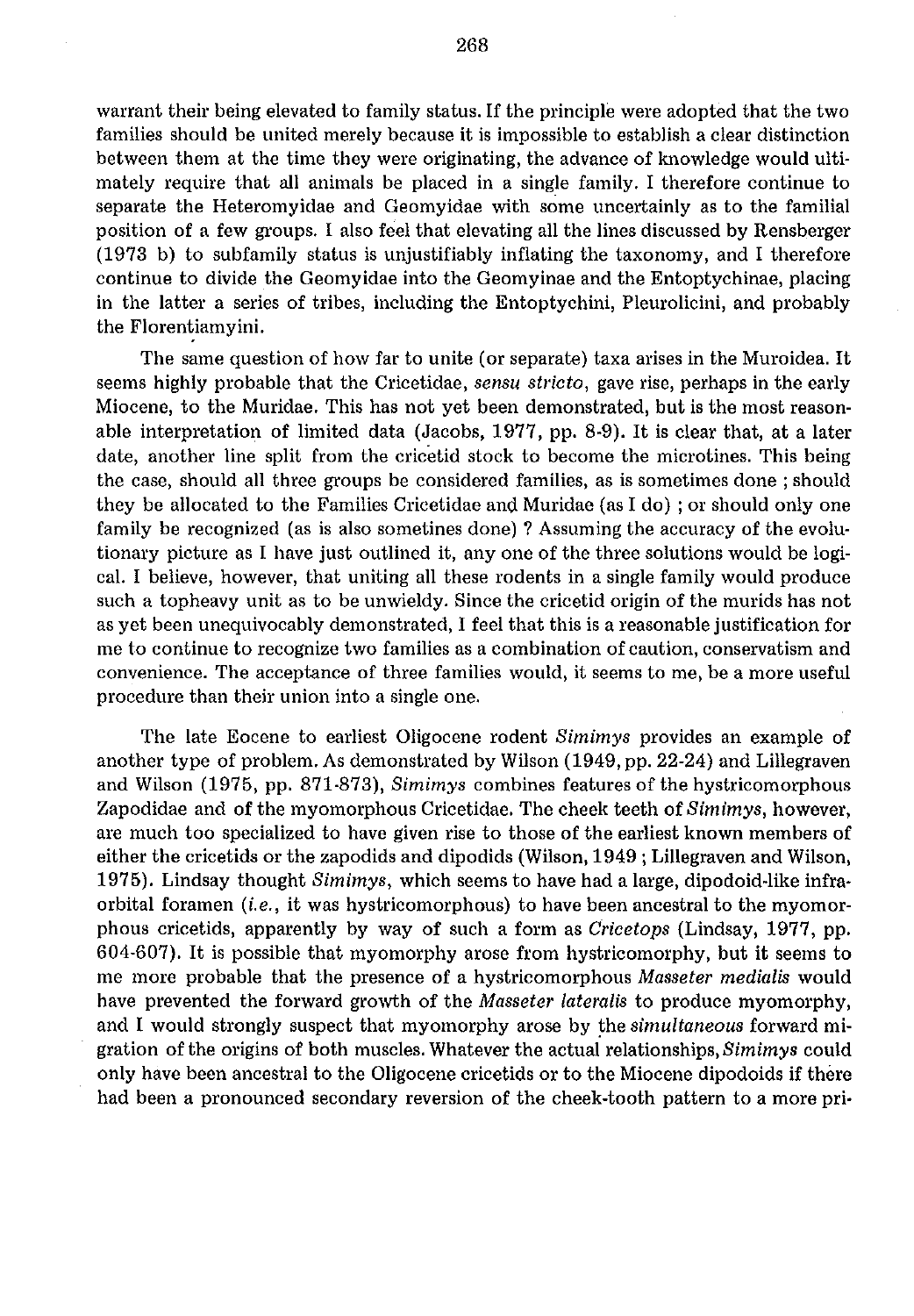warrant their being elevated to family status. If the principle were adopted that the two families should be united merely because it is impossible to establish a clear distinction between them at the time they were originating, the advance of knowledge would ultimately require that all animals be placed in a single family. I therefore continue to separate the Heteromyidae and Geomyidae with some uncertainly as to the familial position of a few groups. I also feel that elevating all the lines discussed by Rensberger (1973 b) to subfamily status is unjustifiably inflating the taxonomy, and I therefore continue to divide the Geomyidae into the Geomyinae and the Entoptychinae, placing in the latter a series of tribes, including the Entoptychini, Pleurolicini, and probably the Florentiamyini.

The same question of how far to unite (or separate) taxa arises in the Muroidea. It seems highly probable that the Cricetidae, *sensu stricto*, gave rise, perhaps in the early Miocene, to the Muridae. This has not yet been demonstrated, but is the most reasonable interpretation of limited data (Jacobs, 1977, pp. 8-9). It is clear that, at a later date, another line split from the cricetid stock to become the microtines. This being the case, should all three groups be considered families, as is sometimes done ; should they be allocated to the Families Cricetidae and Muridae (as I do) ; or should only one family be recognized (as is also sometines done) ? Assuming the accuracy of the evolutionary picture as I have just outlined it, any one of the three solutions would be logical. I believe, however, that uniting all these rodents in a single family would produce such a topheavy unit as to be unwieldy. Since the cricetid origin of the murids has not as yet been unequivocably demonstrated, I feel that this is a reasonable justification for me to continue to recognize two families as a combination of caution, conservatism and convenience. The acceptance of three families would, it seems to me, be a more useful procedure than their union into a single one.

The late Eocene to earliest Oligocene rodent *Simimys* provides an example of another type of problem. As demonstrated by Wilson (1949, pp. 22-24) and Lillegraven and Wilson (1975, pp. 871-873), *Simimys* combines features of the hystricomorphous Zapodidae and of the myomorphous Cricetidae. The cheek teeth of *Simimys*, however, are much too specialized to have given rise to those of the earliest known members of either the cricetids or the zapodids and dipodids (Wilson, 1949 ; Lillegraven and Wilson, 1975). Lindsay thought *Simimys*, which seems to have had a large, dipodoid-like infraorbital foramen (*i.e.*, it was hystricomorphous) to have been ancestral to the myomorphous cricetids, apparently by way of such a form as *Cricetops* (Lindsay, 1977, pp. 604-607). It is possible that myomorphy arose from hystricomorphy, but it seems to me more probable that the presence of a hystricomorphous *Masseter medialis* would have prevented the forward growth of the *Masseter lateralis* to produce myomorphy, and I would strongly suspect that myomorphy arose by the *simultaneous* forward migration of the origins of both muscles. Whatever the actual relationships, *Simimys* could only have been ancestral to the Oligocene cricetids or to the Miocene dipodoids if there had been a pronounced secondary reversion of the cheek-tooth pattern to a more pri-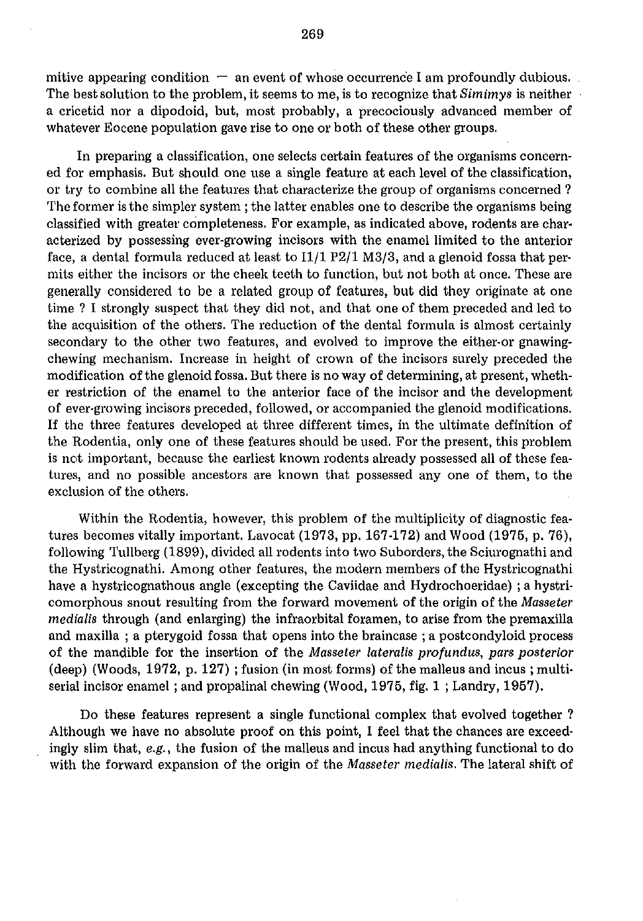mitive appearing condition — an event of whose occurrence I am profoundly dubious. The best solution to the problem, it seems to me, is to recognize that *Simimys* is neither a cricetid nor a dipodoid, but, most probably, a precociously advanced member of whatever Eocene population gave rise to one or both of these other groups.

In preparing a classification, one selects certain features of the organisms concerned for emphasis. But should one use a single feature at each level of the classification, or try to combine all the features that characterize the group of organisms concerned ? The former is the simpler system ; the latter enables one to describe the organisms being classified with greater completeness. For example, as indicated above, rodents are characterized by possessing ever-growing incisors with the enamel limited to the anterior face, a dental formula reduced at least to I1/1 P2/1 M3/3, and a glenoid fossa that permits either the incisors or the cheek teeth to function, but not both at once. These are generally considered to be a related group of features, but did they originate at one time ? I strongly suspect that they did not, and that one of them preceded and led to the acquisition of the others. The reduction of the dental formula is almost certainly secondary to the other two features, and evolved to improve the either-or gnawing-chewing mechanism. Increase in height of crown of the incisors surely preceded the modification of the glenoid fossa. But there is no way of determining, at present, whether restriction of the enamel to the anterior face of the incisor and the development of ever-growing incisors preceded, followed, or accompanied the glenoid modifications. If the three features developed at three different times, in the ultimate definition of the Rodentia, only one of these features should be used. For the present, this problem is not important, because the earliest known rodents already possessed all of these features, and no possible ancestors are known that possessed any one of them, to the exclusion of the others.

Within the Rodentia, however, this problem of the multiplicity of diagnostic features becomes vitally important. Lavocat (1973, pp. 167-172) and Wood (1975, p. 76), following Tullberg (1899), divided all rodents into two Suborders, the Sciurognathi and the Hystricognathi. Among other features, the modern members of the Hystricognathi have a hystricognathous angle (excepting the Caviidae and Hydrochoeridae) ; a hystricomorphous snout resulting from the forward movement of the origin of the *Masseter medialis* through (and enlarging) the infraorbital foramen, to arise from the premaxilla and maxilla ; a pterygoid fossa that opens into the braincase ; a postcondyloid process of the mandible for the insertion of the *Masseter lateralis profundus, pars posterior* (deep) (Woods, 1972, p. 127) ; fusion (in most forms) of the malleus and incus ; multiserial incisor enamel ; and propalinal chewing (Wood, 1975, fig. 1 ; Landry, 1957).

Do these features represent a single functional complex that evolved together ? Although we have no absolute proof on this point, I feel that the chances are exceedingly slim that, *e.g.*, the fusion of the malleus and incus had anything functional to do with the forward expansion of the origin of the *Masseter medialis*. The lateral shift of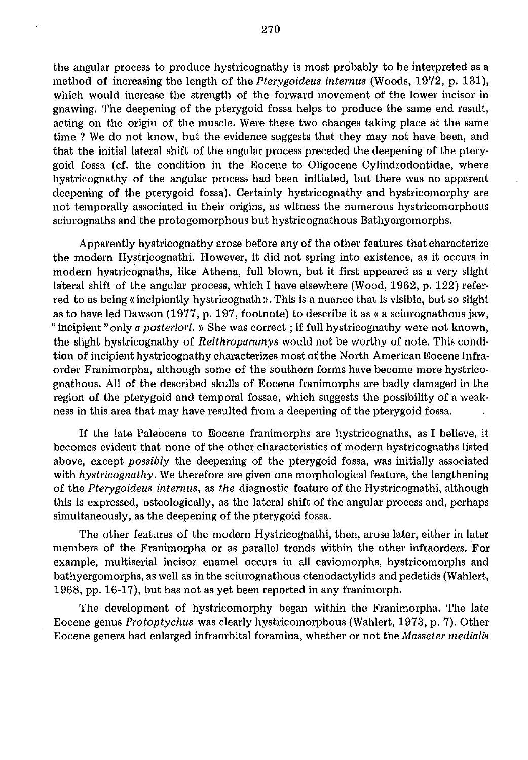the angular process to produce hystricognathy is most probably to be interpreted as a method of increasing the length of the *Pterygoideus internus* (Woods, 1972, p. 131), which would increase the strength of the forward movement of the lower incisor in gnawing. The deepening of the pterygoid fossa helps to produce the same end result, acting on the origin of the muscle. Were these two changes taking place at the same time ? We do not know, but the evidence suggests that they may not have been, and that the initial lateral shift of the angular process preceded the deepening of the pterygoid fossa (cf. the condition in the Eocene to Oligocene Cylindrodontidae, where hystricognathy of the angular process had been initiated, but there was no apparent deepening of the pterygoid fossa). Certainly hystricognathy and hystricomorphy are not temporally associated in their origins, as witness the numerous hystricomorphous sciurognaths and the protogomorphous but hystricognathous Bathyergomorphs.

Apparently hystricognathy arose before any of the other features that characterize the modern Hystricognathi. However, it did not spring into existence, as it occurs in modern hystricognaths, like Athena, full blown, but it first appeared as a very slight lateral shift of the angular process, which I have elsewhere (Wood, 1962, p. 122) referred to as being « incipiently hystricognath ». This is a nuance that is visible, but so slight as to have led Dawson (1977, p. 197, footnote) to describe it as « a sciurognathous jaw, "incipient" only *a posteriori*. » She was correct ; if full hystricognathy were not known, the slight hystricognathy of *Reithroparamys* would not be worthy of note. This condition of incipient hystricognathy characterizes most of the North American Eocene Infraorder Franimorpha, although some of the southern forms have become more hystricognathous. All of the described skulls of Eocene franimorphs are badly damaged in the region of the pterygoid and temporal fossae, which suggests the possibility of a weakness in this area that may have resulted from a deepening of the pterygoid fossa.

If the late Paleocene to Eocene franimorphs are hystricognaths, as I believe, it becomes evident that none of the other characteristics of modern hystricognaths listed above, except *possibly* the deepening of the pterygoid fossa, was initially associated with *hystricognathy*. We therefore are given one morphological feature, the lengthening of the *Pterygoideus internus*, as *the* diagnostic feature of the Hystricognathi, although this is expressed, osteologically, as the lateral shift of the angular process and, perhaps simultaneously, as the deepening of the pterygoid fossa.

The other features of the modern Hystricognathi, then, arose later, either in later members of the Franimorpha or as parallel trends within the other infraorders. For example, multiserial incisor enamel occurs in all caviomorphs, hystricomorphs and bathyergomorphs, as well as in the sciurognathous ctenodactylids and pedetids (Wahlert, 1968, pp. 16-17), but has not as yet been reported in any franimorph.

The development of hystricomorphy began within the Franimorpha. The late Eocene genus *Protoptychus* was clearly hystricomorphous (Wahlert, 1973, p. 7). Other Eocene genera had enlarged infraorbital foramina, whether or not the *Masseter medialis*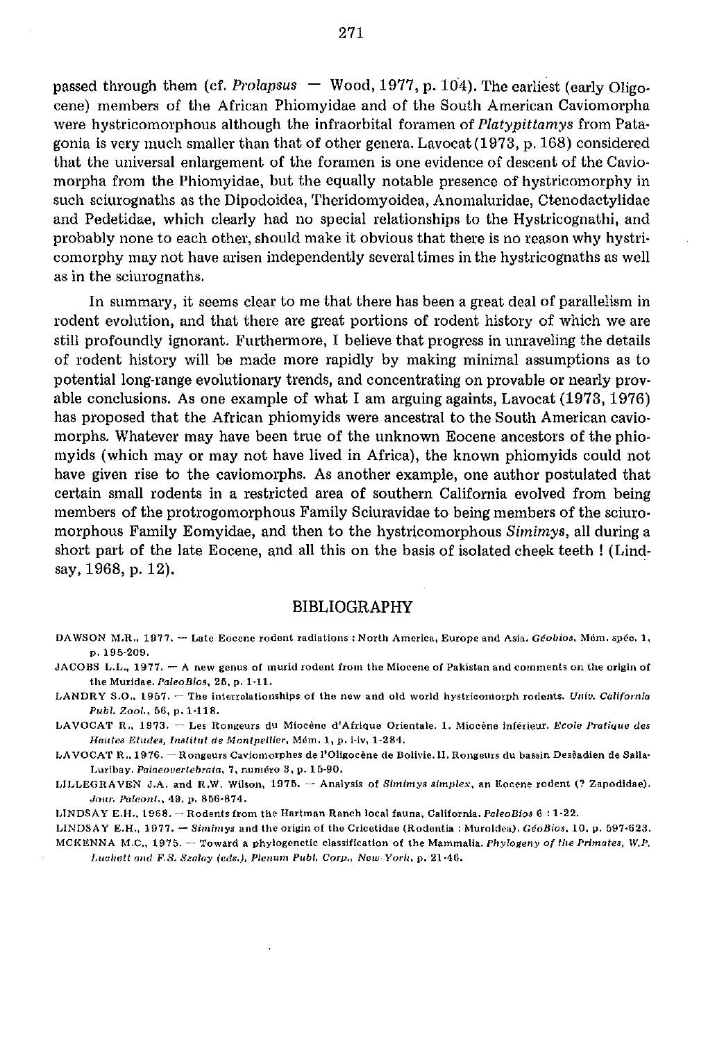passed through them (cf. *Prolapsus* — Wood, 1977, p. 104). The earliest (early Oligocene) members of the African Phiomyidae and of the South American Caviomorpha were hystricomorphous although the infraorbital foramen of *Platypittamys* from Patagonia is very much smaller than that of other genera. Lavocat (1973, p. 168) considered that the universal enlargement of the foramen is one evidence of descent of the Caviomorpha from the Phiomyidae, but the equally notable presence of hystricomorphy in such sciurognaths as the Dipodoidea, Theridomyoidea, Anomaluridae, Ctenodactylidae and Pedetidae, which clearly had no special relationships to the Hystricognathi, and probably none to each other, should make it obvious that there is no reason why hystricomorphy may not have arisen independently several times in the hystricognaths as well as in the sciurognaths.

In summary, it seems clear to me that there has been a great deal of parallelism in rodent evolution, and that there are great portions of rodent history of which we are still profoundly ignorant. Furthermore, I believe that progress in unraveling the details of rodent history will be made more rapidly by making minimal assumptions as to potential long-range evolutionary trends, and concentrating on provable or nearly provable conclusions. As one example of what I am arguing againts, Lavocat (1973, 1976) has proposed that the African phiomyids were ancestral to the South American caviomorphs. Whatever may have been true of the unknown Eocene ancestors of the phiomyids (which may or may not have lived in Africa), the known phiomyids could not have given rise to the caviomorphs. As another example, one author postulated that certain small rodents in a restricted area of southern California evolved from being members of the protrogomorphous Family Sciuravidae to being members of the sciuromorphous Family Eomyidae, and then to the hystricomorphous *Simimys*, all during a short part of the late Eocene, and all this on the basis of isolated cheek teeth ! (Lindsay, 1968, p. 12).

## BIBLIOGRAPHY

DAWSON M.R., 1977. — Late Eocene rodent radiations : North America, Europe and Asia. *Géobios*, Mém. spéc. 1, p. 195-209.

JACOBS L.L., 1977. — A new genus of murid rodent from the Miocene of Pakistan and comments on the origin of the Muridae. *PaleoBios*, 25, p. 1-11.

LANDRY S.O., 1957. — The interrelationships of the new and old world hystricomorph rodents. *Univ. California Publ. Zool.*, 56, p. 1-118.

LAVOCAT R., 1973. — Les Rongeurs du Miocène d'Afrique Orientale. 1. Miocène inférieur. *Ecole Pratique des Hautes Etudes, Institut de Montpellier*, Mém. 1, p. i-iv, 1-284.

LAVOCAT R., 1976. — Rongeurs Caviomorphes de l'Oligocène de Bolivie. II. Rongeurs du bassin Deséadien de Salla-Luribay. *Palaeovertebrata*, 7, numéro 3, p. 15-90.

LILLEGRAVEN J.A. and R.W. Wilson, 1975. — Analysis of *Simimys simplex*, an Eocene rodent (? Zapodidae). *Jour. Paleont.*, 49, p. 856-874.

LINDSAY E.H., 1968. — Rodents from the Hartman Ranch local fauna, California. *PaleoBios* 6 : 1-22.

LINDSAY E.H., 1977. — *Simimys* and the origin of the Cricetidae (Rodentia : Muroidea). *GéoBios*, 10, p. 597-623.

MCKENNA M.C., 1975. — Toward a phylogenetic classification of the Mammalia. *Phylogeny of the Primates, W.P. Luckett and F.S. Szalay (eds.), Plenum Publ. Corp., New York*, p. 21-46.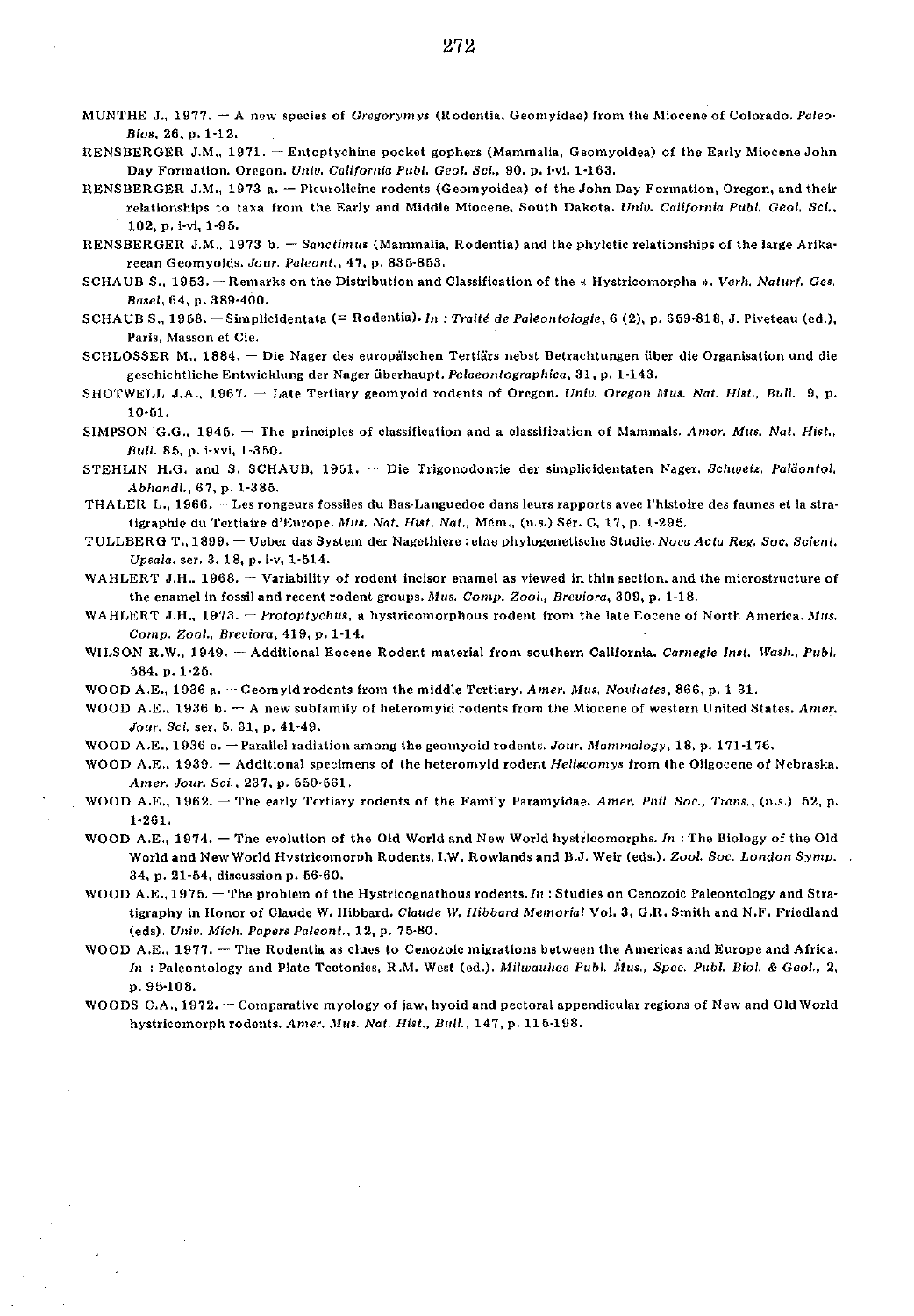MUNTHE J., 1977. — A new species of *Gregorymys* (Rodentia, Geomyidae) from the Miocene of Colorado. *Paleo-Bios*, 26, p. 1-12.

RENSBERGER J.M., 1971. — Entoptychine pocket gophers (Mammalia, Geomyoidea) of the Early Miocene John Day Formation, Oregon. *Univ. California Publ. Geol. Sci.*, 90, p. i-vi, 1-163.

RENSBERGER J.M., 1973 a. — Pleurolicine rodents (Geomyoidea) of the John Day Formation, Oregon, and their relationships to taxa from the Early and Middle Miocene, South Dakota. *Univ. California Publ. Geol. Sci.*, 102, p. i-vi, 1-95.

RENSBERGER J.M., 1973 b. — *Sanctimus* (Mammalia, Rodentia) and the phyletic relationships of the large Arikareean Geomyoids. *Jour. Paleont.*, 47, p. 835-853.

SCHAUB S., 1953. — Remarks on the Distribution and Classification of the « Hystricomorpha ». *Verh. Naturf. Ges. Basel*, 64, p. 389-400.

SCHAUB S., 1958. — Simplicidentata (= Rodentia). *In : Traité de Paléontologie*, 6 (2), p. 659-818, J. Piveteau (ed.), Paris, Masson et Cie.

SCHLOSSER M., 1884. — Die Nager des europäischen Tertiärs nebst Betrachtungen über die Organisation und die geschichtliche Entwicklung der Nager überhaupt. *Palaeontographica*, 31, p. 1-143.

SHOTWELL J.A., 1967. — Late Tertiary geomyoid rodents of Oregon. *Univ. Oregon Mus. Nat. Hist., Bull.* 9, p. 10-51.

SIMPSON G.G., 1945. — The principles of classification and a classification of Mammals. *Amer. Mus. Nat. Hist., Bull.* 85, p. i-xvi, 1-350.

STEHLIN H.G. and S. SCHAUB, 1951. — Die Trigonodontie der simplicidentaten Nager. *Schweiz. Paläontol. Abhandl.*, 67, p. 1-385.

THALER L., 1966. — Les rongeurs fossiles du Bas-Languedoc dans leurs rapports avec l'histoire des faunes et la stratigraphie du Tertiaire d'Europe. *Mus. Nat. Hist. Nat.*, Mém., (n.s.) Sér. C, 17, p. 1-295.

TULLBERG T., 1899. — Ueber das System der Nagethiere : eine phylogenetische Studie. *Nova Acta Reg. Soc. Scient. Upsala*, ser. 3, 18, p. i-v, 1-514.

WAHLERT J.H., 1968. — Variability of rodent incisor enamel as viewed in thin section, and the microstructure of the enamel in fossil and recent rodent groups. *Mus. Comp. Zool., Breviora*, 309, p. 1-18.

WAHLERT J.H., 1973. — *Protoptychus*, a hystricomorphous rodent from the late Eocene of North America. *Mus. Comp. Zool., Breviora*, 419, p. 1-14.

WILSON R.W., 1949. — Additional Eocene Rodent material from southern California. *Carnegie Inst. Wash., Publ.* 584, p. 1-25.

WOOD A.E., 1936 a. — Geomyid rodents from the middle Tertiary. *Amer. Mus. Novitates*, 866, p. 1-31.

WOOD A.E., 1936 b. — A new subfamily of heteromyid rodents from the Miocene of western United States. *Amer. Jour. Sci.* ser. 5, 31, p. 41-49.

WOOD A.E., 1936 c. — Parallel radiation among the geomyoid rodents. *Jour. Mammalogy*, 18, p. 171-176.

WOOD A.E., 1939. — Additional specimens of the heteromyid rodent *Heliscomys* from the Oligocene of Nebraska. *Amer. Jour. Sci.*, 237, p. 550-561.

WOOD A.E., 1962. — The early Tertiary rodents of the Family Paramyidae. *Amer. Phil. Soc., Trans.*, (n.s.) 52, p. 1-261.

WOOD A.E., 1974. — The evolution of the Old World and New World hystricomorphs. *In* : The Biology of the Old World and New World Hystricomorph Rodents, I.W. Rowlands and B.J. Weir (eds.). *Zool. Soc. London Symp.* 34, p. 21-54, discussion p. 56-60.

WOOD A.E., 1975. — The problem of the Hystricognathous rodents. *In* : Studies on Cenozoic Paleontology and Stratigraphy in Honor of Claude W. Hibbard. *Claude W. Hibbard Memorial* Vol. 3, G.R. Smith and N.F. Friedland (eds). *Univ. Mich. Papers Paleont.*, 12, p. 75-80.

WOOD A.E., 1977. — The Rodentia as clues to Cenozoic migrations between the Americas and Europe and Africa. *In* : Paleontology and Plate Tectonics, R.M. West (ed.). *Milwaukee Publ. Mus., Spec. Publ. Biol. & Geol.*, 2, p. 95-108.

WOODS C.A., 1972. — Comparative myology of jaw, hyoid and pectoral appendicular regions of New and Old World hystricomorph rodents. *Amer. Mus. Nat. Hist., Bull.*, 147, p. 115-198.